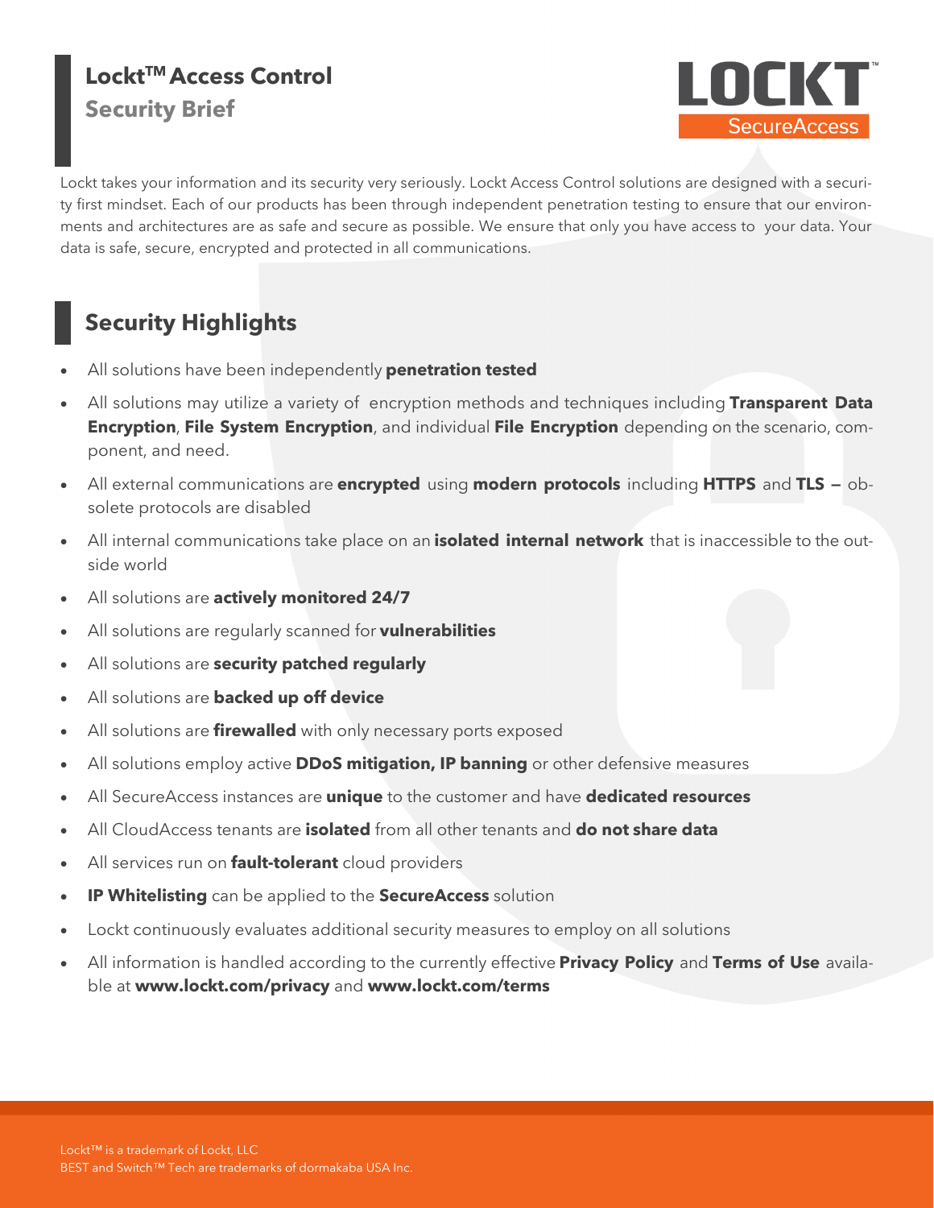# Lockt™ Access Control

## Security Brief

LOCKT™ SecureAccess

Lockt takes your information and its security very seriously. Lockt Access Control solutions are designed with a security first mindset. Each of our products has been through independent penetration testing to ensure that our environments and architectures are as safe and secure as possible. We ensure that only you have access to your data. Your data is safe, secure, encrypted and protected in all communications.

## Security Highlights

- All solutions have been independently **penetration tested**
- All solutions may utilize a variety of encryption methods and techniques including **Transparent Data Encryption**, **File System Encryption**, and individual **File Encryption** depending on the scenario, component, and need.
- All external communications are **encrypted** using **modern protocols** including **HTTPS** and **TLS –** obsolete protocols are disabled
- All internal communications take place on an **isolated internal network** that is inaccessible to the outside world
- All solutions are **actively monitored 24/7**
- All solutions are regularly scanned for **vulnerabilities**
- All solutions are **security patched regularly**
- All solutions are **backed up off device**
- All solutions are **firewalled** with only necessary ports exposed
- All solutions employ active **DDoS mitigation, IP banning** or other defensive measures
- All SecureAccess instances are **unique** to the customer and have **dedicated resources**
- All CloudAccess tenants are **isolated** from all other tenants and **do not share data**
- All services run on **fault-tolerant** cloud providers
- **IP Whitelisting** can be applied to the **SecureAccess** solution
- Lockt continuously evaluates additional security measures to employ on all solutions
- All information is handled according to the currently effective **Privacy Policy** and **Terms of Use** available at **www.lockt.com/privacy** and **www.lockt.com/terms**

Lockt™ is a trademark of Lockt, LLC
BEST and Switch™ Tech are trademarks of dormakaba USA Inc.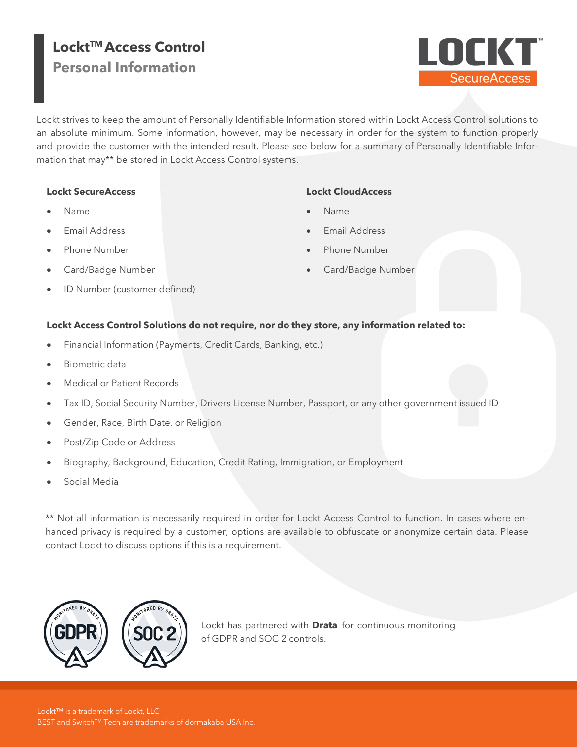# Lockt™ Access Control

## Personal Information

Lockt strives to keep the amount of Personally Identifiable Information stored within Lockt Access Control solutions to an absolute minimum. Some information, however, may be necessary in order for the system to function properly and provide the customer with the intended result. Please see below for a summary of Personally Identifiable Information that <u>may</u>** be stored in Lockt Access Control systems.

**Lockt SecureAccess**

- Name
- Email Address
- Phone Number
- Card/Badge Number
- ID Number (customer defined)

**Lockt CloudAccess**

- Name
- Email Address
- Phone Number
- Card/Badge Number

**Lockt Access Control Solutions do not require, nor do they store, any information related to:**

- Financial Information (Payments, Credit Cards, Banking, etc.)
- Biometric data
- Medical or Patient Records
- Tax ID, Social Security Number, Drivers License Number, Passport, or any other government issued ID
- Gender, Race, Birth Date, or Religion
- Post/Zip Code or Address
- Biography, Background, Education, Credit Rating, Immigration, or Employment
- Social Media

** Not all information is necessarily required in order for Lockt Access Control to function. In cases where enhanced privacy is required by a customer, options are available to obfuscate or anonymize certain data. Please contact Lockt to discuss options if this is a requirement.

Lockt has partnered with **Drata** for continuous monitoring of GDPR and SOC 2 controls.

Lockt™ is a trademark of Lockt, LLC
BEST and Switch™ Tech are trademarks of dormakaba USA Inc.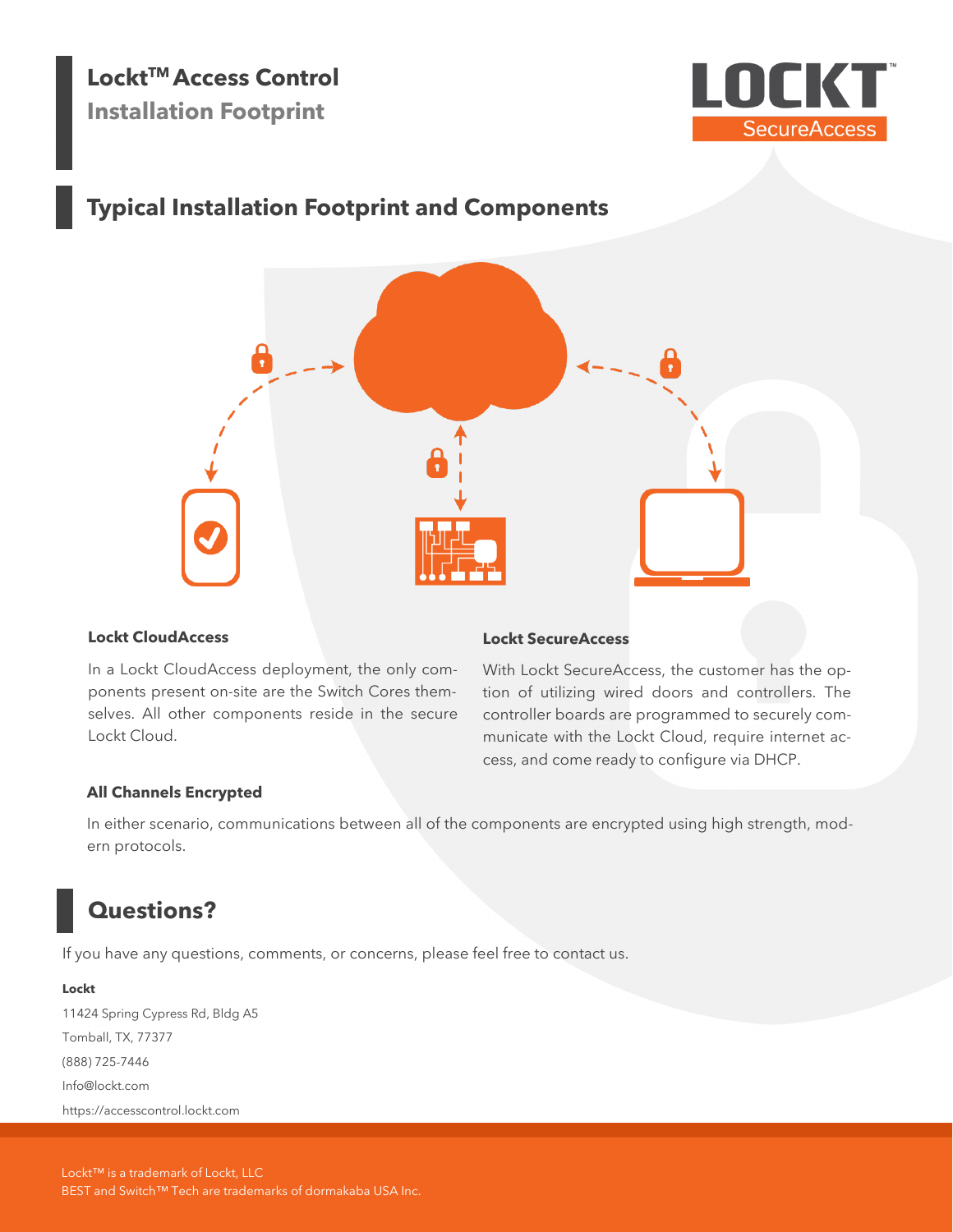**Lockt™ Access Control**
**Installation Footprint**

## Typical Installation Footprint and Components

### Lockt CloudAccess

In a Lockt CloudAccess deployment, the only components present on-site are the Switch Cores themselves. All other components reside in the secure Lockt Cloud.

### Lockt SecureAccess

With Lockt SecureAccess, the customer has the option of utilizing wired doors and controllers. The controller boards are programmed to securely communicate with the Lockt Cloud, require internet access, and come ready to configure via DHCP.

### All Channels Encrypted

In either scenario, communications between all of the components are encrypted using high strength, modern protocols.

## Questions?

If you have any questions, comments, or concerns, please feel free to contact us.

**Lockt**
11424 Spring Cypress Rd, Bldg A5
Tomball, TX, 77377
(888) 725-7446
Info@lockt.com
https://accesscontrol.lockt.com

Lockt™ is a trademark of Lockt, LLC
BEST and Switch™ Tech are trademarks of dormakaba USA Inc.